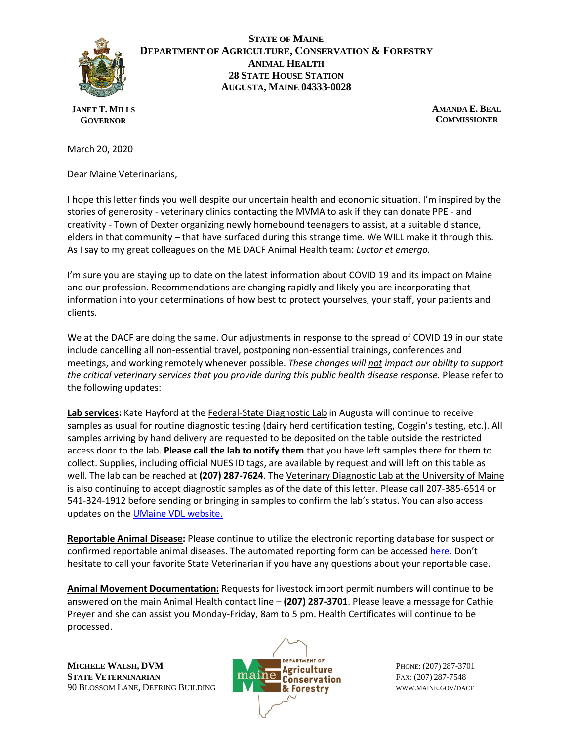**STATE OF MAINE**
**DEPARTMENT OF AGRICULTURE, CONSERVATION & FORESTRY**
**ANIMAL HEALTH**
**28 STATE HOUSE STATION**
**AUGUSTA, MAINE 04333-0028**

**JANET T. MILLS**
**GOVERNOR**

**AMANDA E. BEAL**
**COMMISSIONER**

March 20, 2020

Dear Maine Veterinarians,

I hope this letter finds you well despite our uncertain health and economic situation. I'm inspired by the stories of generosity - veterinary clinics contacting the MVMA to ask if they can donate PPE - and creativity - Town of Dexter organizing newly homebound teenagers to assist, at a suitable distance, elders in that community – that have surfaced during this strange time. We WILL make it through this. As I say to my great colleagues on the ME DACF Animal Health team: *Luctor et emergo.*

I'm sure you are staying up to date on the latest information about COVID 19 and its impact on Maine and our profession. Recommendations are changing rapidly and likely you are incorporating that information into your determinations of how best to protect yourselves, your staff, your patients and clients.

We at the DACF are doing the same. Our adjustments in response to the spread of COVID 19 in our state include cancelling all non-essential travel, postponing non-essential trainings, conferences and meetings, and working remotely whenever possible. *These changes will not impact our ability to support the critical veterinary services that you provide during this public health disease response.* Please refer to the following updates:

**Lab services:** Kate Hayford at the Federal-State Diagnostic Lab in Augusta will continue to receive samples as usual for routine diagnostic testing (dairy herd certification testing, Coggin's testing, etc.). All samples arriving by hand delivery are requested to be deposited on the table outside the restricted access door to the lab. **Please call the lab to notify them** that you have left samples there for them to collect. Supplies, including official NUES ID tags, are available by request and will left on this table as well. The lab can be reached at **(207) 287-7624**. The Veterinary Diagnostic Lab at the University of Maine is also continuing to accept diagnostic samples as of the date of this letter. Please call 207-385-6514 or 541-324-1912 before sending or bringing in samples to confirm the lab's status. You can also access updates on the UMaine VDL website.

**Reportable Animal Disease:** Please continue to utilize the electronic reporting database for suspect or confirmed reportable animal diseases. The automated reporting form can be accessed here. Don't hesitate to call your favorite State Veterinarian if you have any questions about your reportable case.

**Animal Movement Documentation:** Requests for livestock import permit numbers will continue to be answered on the main Animal Health contact line – **(207) 287-3701**. Please leave a message for Cathie Preyer and she can assist you Monday-Friday, 8am to 5 pm. Health Certificates will continue to be processed.

**MICHELE WALSH, DVM**
**STATE VETERNINARIAN**
90 BLOSSOM LANE, DEERING BUILDING

PHONE: (207) 287-3701
FAX: (207) 287-7548
WWW.MAINE.GOV/DACF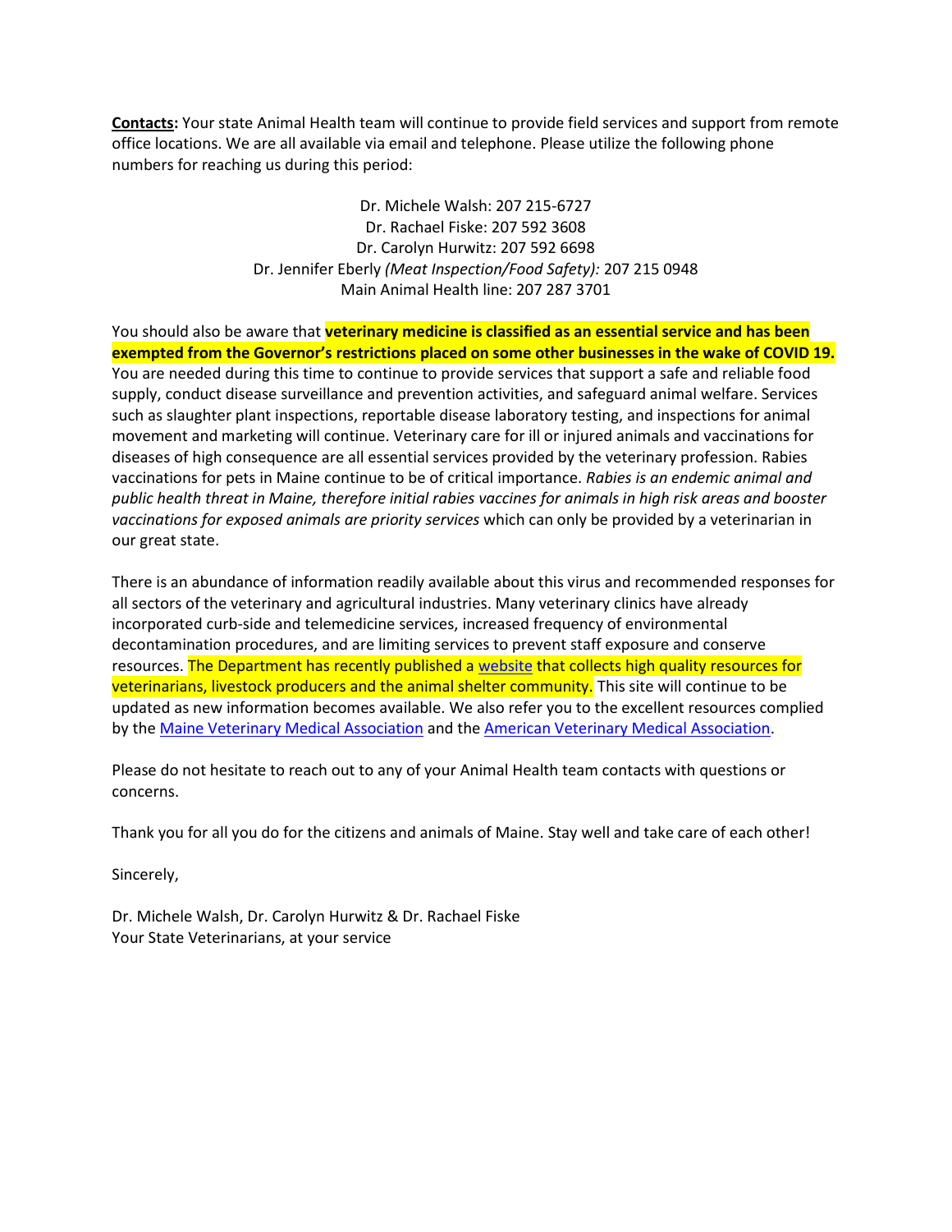**Contacts:** Your state Animal Health team will continue to provide field services and support from remote office locations. We are all available via email and telephone. Please utilize the following phone numbers for reaching us during this period:

Dr. Michele Walsh: 207 215-6727
Dr. Rachael Fiske: 207 592 3608
Dr. Carolyn Hurwitz: 207 592 6698
Dr. Jennifer Eberly *(Meat Inspection/Food Safety):* 207 215 0948
Main Animal Health line: 207 287 3701

You should also be aware that **veterinary medicine is classified as an essential service and has been exempted from the Governor's restrictions placed on some other businesses in the wake of COVID 19.** You are needed during this time to continue to provide services that support a safe and reliable food supply, conduct disease surveillance and prevention activities, and safeguard animal welfare. Services such as slaughter plant inspections, reportable disease laboratory testing, and inspections for animal movement and marketing will continue. Veterinary care for ill or injured animals and vaccinations for diseases of high consequence are all essential services provided by the veterinary profession. Rabies vaccinations for pets in Maine continue to be of critical importance. *Rabies is an endemic animal and public health threat in Maine, therefore initial rabies vaccines for animals in high risk areas and booster vaccinations for exposed animals are priority services* which can only be provided by a veterinarian in our great state.

There is an abundance of information readily available about this virus and recommended responses for all sectors of the veterinary and agricultural industries. Many veterinary clinics have already incorporated curb-side and telemedicine services, increased frequency of environmental decontamination procedures, and are limiting services to prevent staff exposure and conserve resources. The Department has recently published a website that collects high quality resources for veterinarians, livestock producers and the animal shelter community. This site will continue to be updated as new information becomes available. We also refer you to the excellent resources complied by the Maine Veterinary Medical Association and the American Veterinary Medical Association.

Please do not hesitate to reach out to any of your Animal Health team contacts with questions or concerns.

Thank you for all you do for the citizens and animals of Maine. Stay well and take care of each other!

Sincerely,

Dr. Michele Walsh, Dr. Carolyn Hurwitz & Dr. Rachael Fiske
Your State Veterinarians, at your service